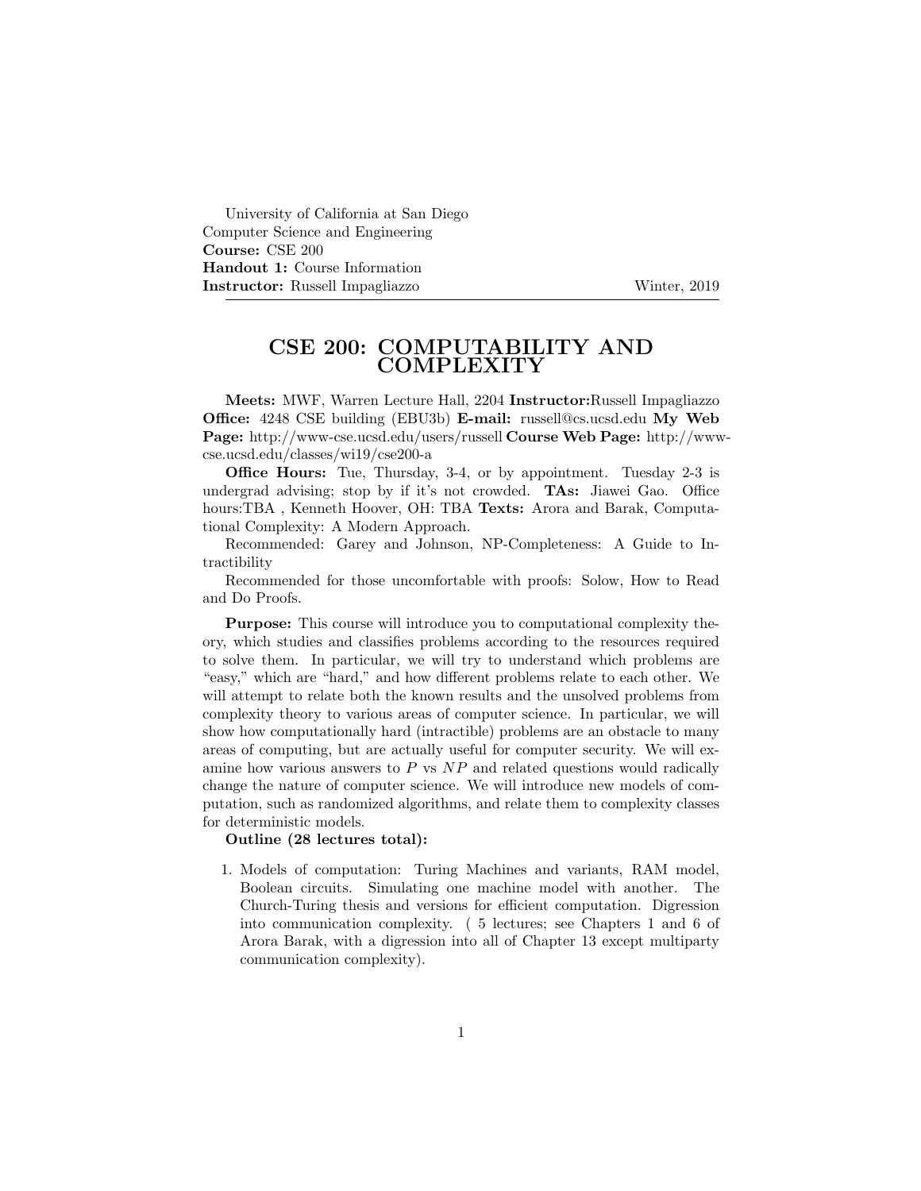University of California at San Diego
Computer Science and Engineering
**Course:** CSE 200
**Handout 1:** Course Information
**Instructor:** Russell Impagliazzo — Winter, 2019

# CSE 200: COMPUTABILITY AND COMPLEXITY

**Meets:** MWF, Warren Lecture Hall, 2204 **Instructor:**Russell Impagliazzo **Office:** 4248 CSE building (EBU3b) **E-mail:** russell@cs.ucsd.edu **My Web Page:** http://www-cse.ucsd.edu/users/russell **Course Web Page:** http://www-cse.ucsd.edu/classes/wi19/cse200-a

**Office Hours:** Tue, Thursday, 3-4, or by appointment. Tuesday 2-3 is undergrad advising; stop by if it's not crowded. **TAs:** Jiawei Gao. Office hours:TBA , Kenneth Hoover, OH: TBA **Texts:** Arora and Barak, Computational Complexity: A Modern Approach.

Recommended: Garey and Johnson, NP-Completeness: A Guide to Intractibility

Recommended for those uncomfortable with proofs: Solow, How to Read and Do Proofs.

**Purpose:** This course will introduce you to computational complexity theory, which studies and classifies problems according to the resources required to solve them. In particular, we will try to understand which problems are "easy," which are "hard," and how different problems relate to each other. We will attempt to relate both the known results and the unsolved problems from complexity theory to various areas of computer science. In particular, we will show how computationally hard (intractible) problems are an obstacle to many areas of computing, but are actually useful for computer security. We will examine how various answers to $P$ vs $NP$ and related questions would radically change the nature of computer science. We will introduce new models of computation, such as randomized algorithms, and relate them to complexity classes for deterministic models.

**Outline (28 lectures total):**

1. Models of computation: Turing Machines and variants, RAM model, Boolean circuits. Simulating one machine model with another. The Church-Turing thesis and versions for efficient computation. Digression into communication complexity. ( 5 lectures; see Chapters 1 and 6 of Arora Barak, with a digression into all of Chapter 13 except multiparty communication complexity).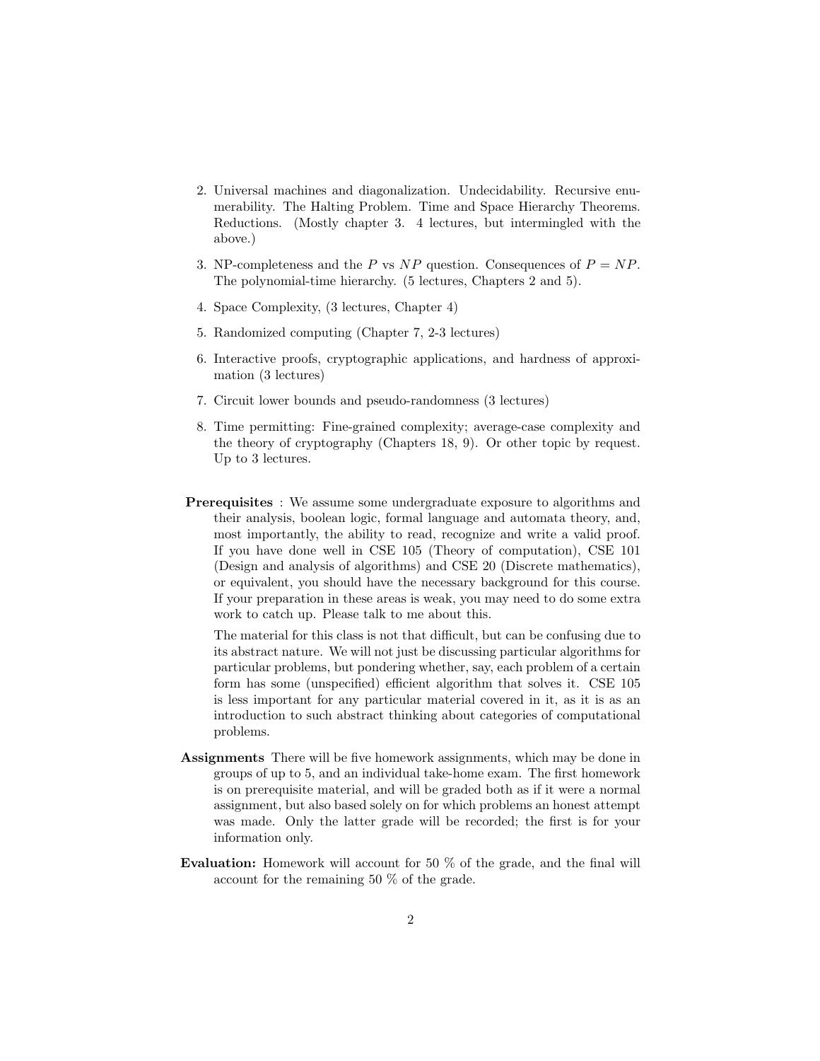2. Universal machines and diagonalization. Undecidability. Recursive enumerability. The Halting Problem. Time and Space Hierarchy Theorems. Reductions. (Mostly chapter 3. 4 lectures, but intermingled with the above.)

3. NP-completeness and the $P$ vs $NP$ question. Consequences of $P = NP$. The polynomial-time hierarchy. (5 lectures, Chapters 2 and 5).

4. Space Complexity, (3 lectures, Chapter 4)

5. Randomized computing (Chapter 7, 2-3 lectures)

6. Interactive proofs, cryptographic applications, and hardness of approximation (3 lectures)

7. Circuit lower bounds and pseudo-randomness (3 lectures)

8. Time permitting: Fine-grained complexity; average-case complexity and the theory of cryptography (Chapters 18, 9). Or other topic by request. Up to 3 lectures.

**Prerequisites** : We assume some undergraduate exposure to algorithms and their analysis, boolean logic, formal language and automata theory, and, most importantly, the ability to read, recognize and write a valid proof. If you have done well in CSE 105 (Theory of computation), CSE 101 (Design and analysis of algorithms) and CSE 20 (Discrete mathematics), or equivalent, you should have the necessary background for this course. If your preparation in these areas is weak, you may need to do some extra work to catch up. Please talk to me about this.

The material for this class is not that difficult, but can be confusing due to its abstract nature. We will not just be discussing particular algorithms for particular problems, but pondering whether, say, each problem of a certain form has some (unspecified) efficient algorithm that solves it. CSE 105 is less important for any particular material covered in it, as it is as an introduction to such abstract thinking about categories of computational problems.

**Assignments** There will be five homework assignments, which may be done in groups of up to 5, and an individual take-home exam. The first homework is on prerequisite material, and will be graded both as if it were a normal assignment, but also based solely on for which problems an honest attempt was made. Only the latter grade will be recorded; the first is for your information only.

**Evaluation:** Homework will account for 50 % of the grade, and the final will account for the remaining 50 % of the grade.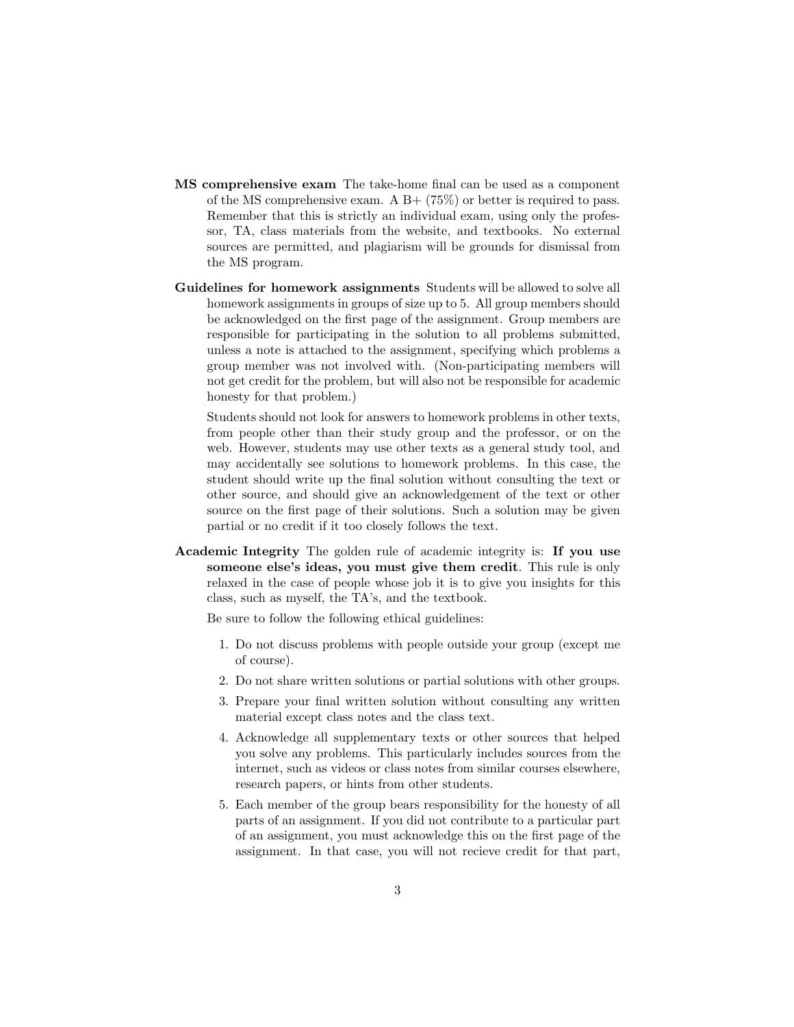**MS comprehensive exam** The take-home final can be used as a component of the MS comprehensive exam. A B+ (75%) or better is required to pass. Remember that this is strictly an individual exam, using only the professor, TA, class materials from the website, and textbooks. No external sources are permitted, and plagiarism will be grounds for dismissal from the MS program.

**Guidelines for homework assignments** Students will be allowed to solve all homework assignments in groups of size up to 5. All group members should be acknowledged on the first page of the assignment. Group members are responsible for participating in the solution to all problems submitted, unless a note is attached to the assignment, specifying which problems a group member was not involved with. (Non-participating members will not get credit for the problem, but will also not be responsible for academic honesty for that problem.)

Students should not look for answers to homework problems in other texts, from people other than their study group and the professor, or on the web. However, students may use other texts as a general study tool, and may accidentally see solutions to homework problems. In this case, the student should write up the final solution without consulting the text or other source, and should give an acknowledgement of the text or other source on the first page of their solutions. Such a solution may be given partial or no credit if it too closely follows the text.

**Academic Integrity** The golden rule of academic integrity is: **If you use someone else's ideas, you must give them credit**. This rule is only relaxed in the case of people whose job it is to give you insights for this class, such as myself, the TA's, and the textbook.

Be sure to follow the following ethical guidelines:

1. Do not discuss problems with people outside your group (except me of course).
2. Do not share written solutions or partial solutions with other groups.
3. Prepare your final written solution without consulting any written material except class notes and the class text.
4. Acknowledge all supplementary texts or other sources that helped you solve any problems. This particularly includes sources from the internet, such as videos or class notes from similar courses elsewhere, research papers, or hints from other students.
5. Each member of the group bears responsibility for the honesty of all parts of an assignment. If you did not contribute to a particular part of an assignment, you must acknowledge this on the first page of the assignment. In that case, you will not recieve credit for that part,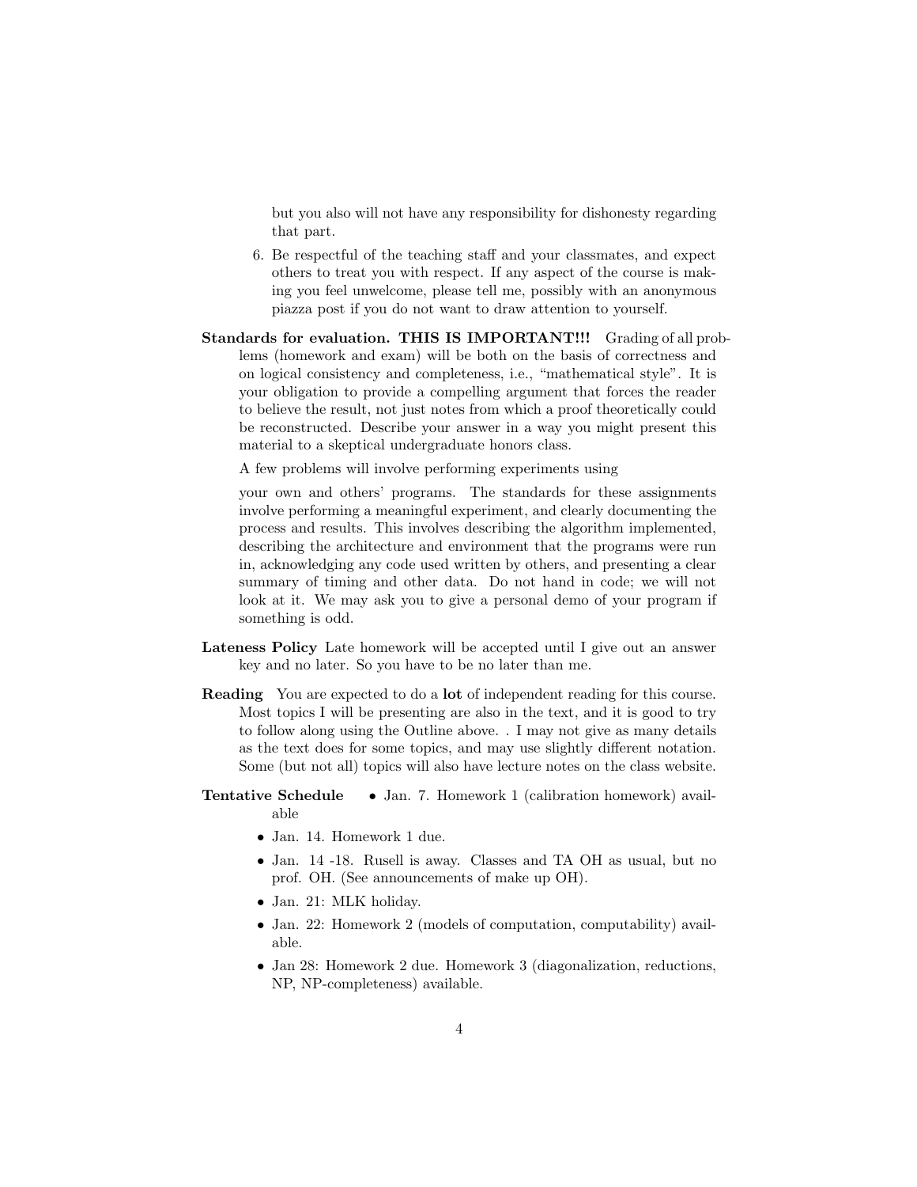but you also will not have any responsibility for dishonesty regarding that part.

6. Be respectful of the teaching staff and your classmates, and expect others to treat you with respect. If any aspect of the course is making you feel unwelcome, please tell me, possibly with an anonymous piazza post if you do not want to draw attention to yourself.

**Standards for evaluation. THIS IS IMPORTANT!!!** Grading of all problems (homework and exam) will be both on the basis of correctness and on logical consistency and completeness, i.e., "mathematical style". It is your obligation to provide a compelling argument that forces the reader to believe the result, not just notes from which a proof theoretically could be reconstructed. Describe your answer in a way you might present this material to a skeptical undergraduate honors class.

A few problems will involve performing experiments using

your own and others' programs. The standards for these assignments involve performing a meaningful experiment, and clearly documenting the process and results. This involves describing the algorithm implemented, describing the architecture and environment that the programs were run in, acknowledging any code used written by others, and presenting a clear summary of timing and other data. Do not hand in code; we will not look at it. We may ask you to give a personal demo of your program if something is odd.

**Lateness Policy** Late homework will be accepted until I give out an answer key and no later. So you have to be no later than me.

**Reading** You are expected to do a **lot** of independent reading for this course. Most topics I will be presenting are also in the text, and it is good to try to follow along using the Outline above. . I may not give as many details as the text does for some topics, and may use slightly different notation. Some (but not all) topics will also have lecture notes on the class website.

**Tentative Schedule**

- Jan. 7. Homework 1 (calibration homework) available
- Jan. 14. Homework 1 due.
- Jan. 14 -18. Rusell is away. Classes and TA OH as usual, but no prof. OH. (See announcements of make up OH).
- Jan. 21: MLK holiday.
- Jan. 22: Homework 2 (models of computation, computability) available.
- Jan 28: Homework 2 due. Homework 3 (diagonalization, reductions, NP, NP-completeness) available.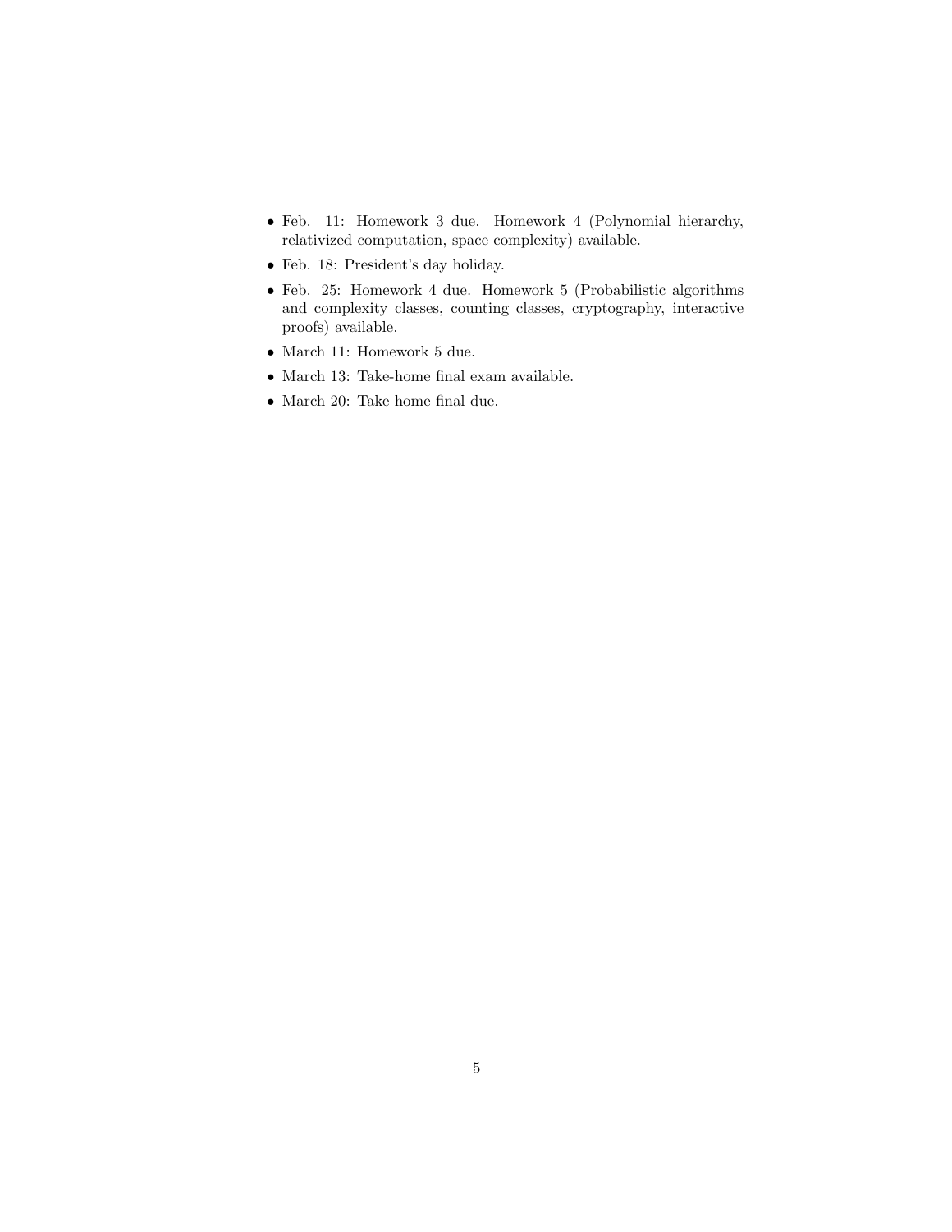- Feb. 11: Homework 3 due. Homework 4 (Polynomial hierarchy, relativized computation, space complexity) available.
- Feb. 18: President's day holiday.
- Feb. 25: Homework 4 due. Homework 5 (Probabilistic algorithms and complexity classes, counting classes, cryptography, interactive proofs) available.
- March 11: Homework 5 due.
- March 13: Take-home final exam available.
- March 20: Take home final due.